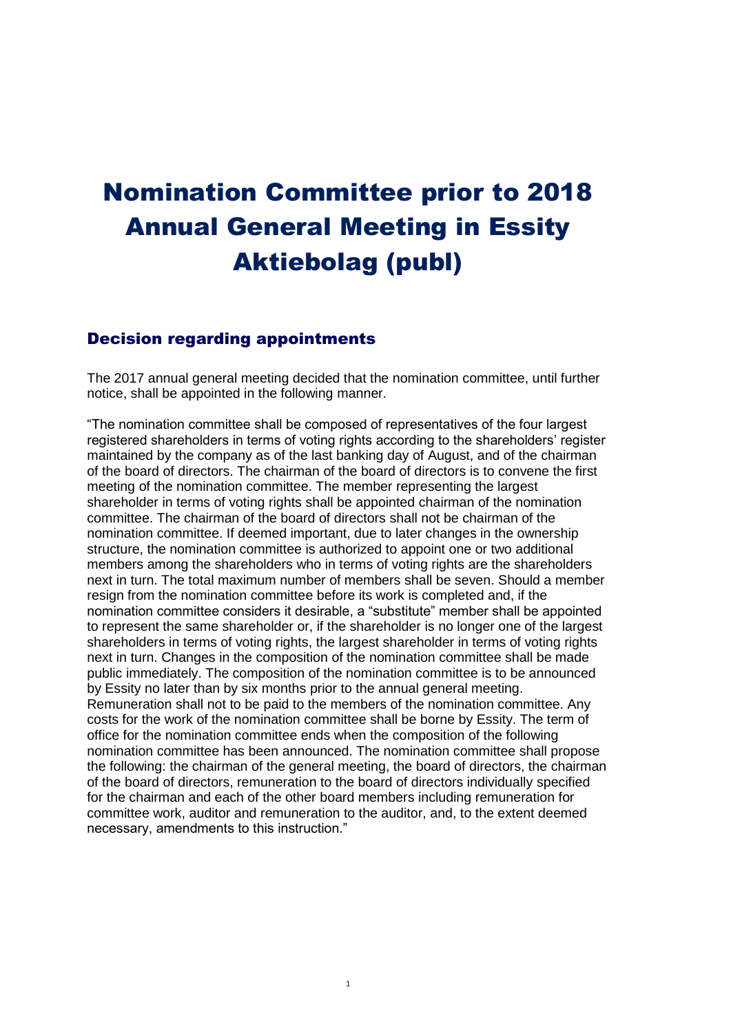# Nomination Committee prior to 2018 Annual General Meeting in Essity Aktiebolag (publ)

## Decision regarding appointments

The 2017 annual general meeting decided that the nomination committee, until further notice, shall be appointed in the following manner.

"The nomination committee shall be composed of representatives of the four largest registered shareholders in terms of voting rights according to the shareholders' register maintained by the company as of the last banking day of August, and of the chairman of the board of directors. The chairman of the board of directors is to convene the first meeting of the nomination committee. The member representing the largest shareholder in terms of voting rights shall be appointed chairman of the nomination committee. The chairman of the board of directors shall not be chairman of the nomination committee. If deemed important, due to later changes in the ownership structure, the nomination committee is authorized to appoint one or two additional members among the shareholders who in terms of voting rights are the shareholders next in turn. The total maximum number of members shall be seven. Should a member resign from the nomination committee before its work is completed and, if the nomination committee considers it desirable, a "substitute" member shall be appointed to represent the same shareholder or, if the shareholder is no longer one of the largest shareholders in terms of voting rights, the largest shareholder in terms of voting rights next in turn. Changes in the composition of the nomination committee shall be made public immediately. The composition of the nomination committee is to be announced by Essity no later than by six months prior to the annual general meeting. Remuneration shall not to be paid to the members of the nomination committee. Any costs for the work of the nomination committee shall be borne by Essity. The term of office for the nomination committee ends when the composition of the following nomination committee has been announced. The nomination committee shall propose the following: the chairman of the general meeting, the board of directors, the chairman of the board of directors, remuneration to the board of directors individually specified for the chairman and each of the other board members including remuneration for committee work, auditor and remuneration to the auditor, and, to the extent deemed necessary, amendments to this instruction."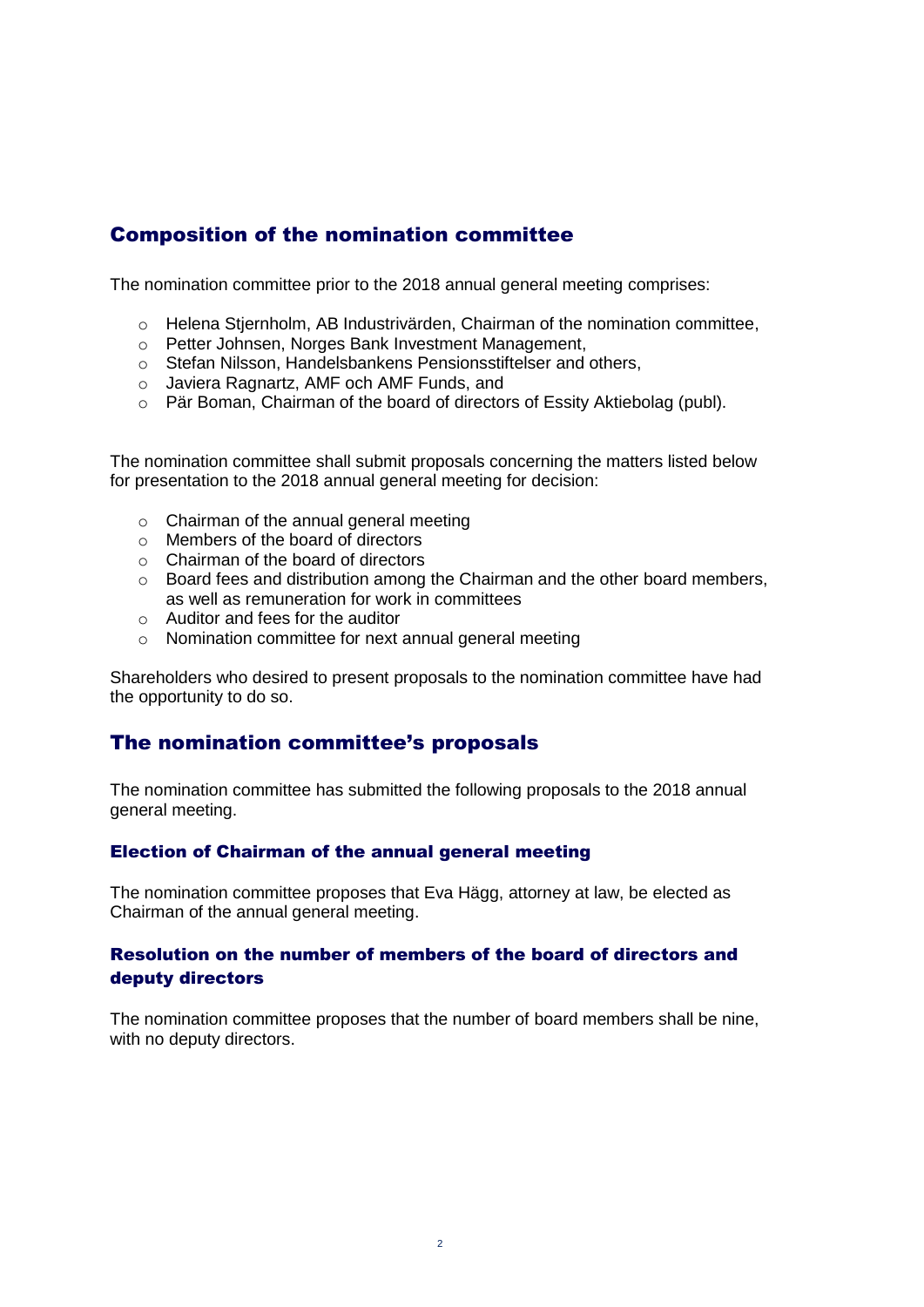## Composition of the nomination committee

The nomination committee prior to the 2018 annual general meeting comprises:

- Helena Stjernholm, AB Industrivärden, Chairman of the nomination committee,
- Petter Johnsen, Norges Bank Investment Management,
- Stefan Nilsson, Handelsbankens Pensionsstiftelser and others,
- Javiera Ragnartz, AMF och AMF Funds, and
- Pär Boman, Chairman of the board of directors of Essity Aktiebolag (publ).

The nomination committee shall submit proposals concerning the matters listed below for presentation to the 2018 annual general meeting for decision:

- Chairman of the annual general meeting
- Members of the board of directors
- Chairman of the board of directors
- Board fees and distribution among the Chairman and the other board members, as well as remuneration for work in committees
- Auditor and fees for the auditor
- Nomination committee for next annual general meeting

Shareholders who desired to present proposals to the nomination committee have had the opportunity to do so.

## The nomination committee's proposals

The nomination committee has submitted the following proposals to the 2018 annual general meeting.

### Election of Chairman of the annual general meeting

The nomination committee proposes that Eva Hägg, attorney at law, be elected as Chairman of the annual general meeting.

### Resolution on the number of members of the board of directors and deputy directors

The nomination committee proposes that the number of board members shall be nine, with no deputy directors.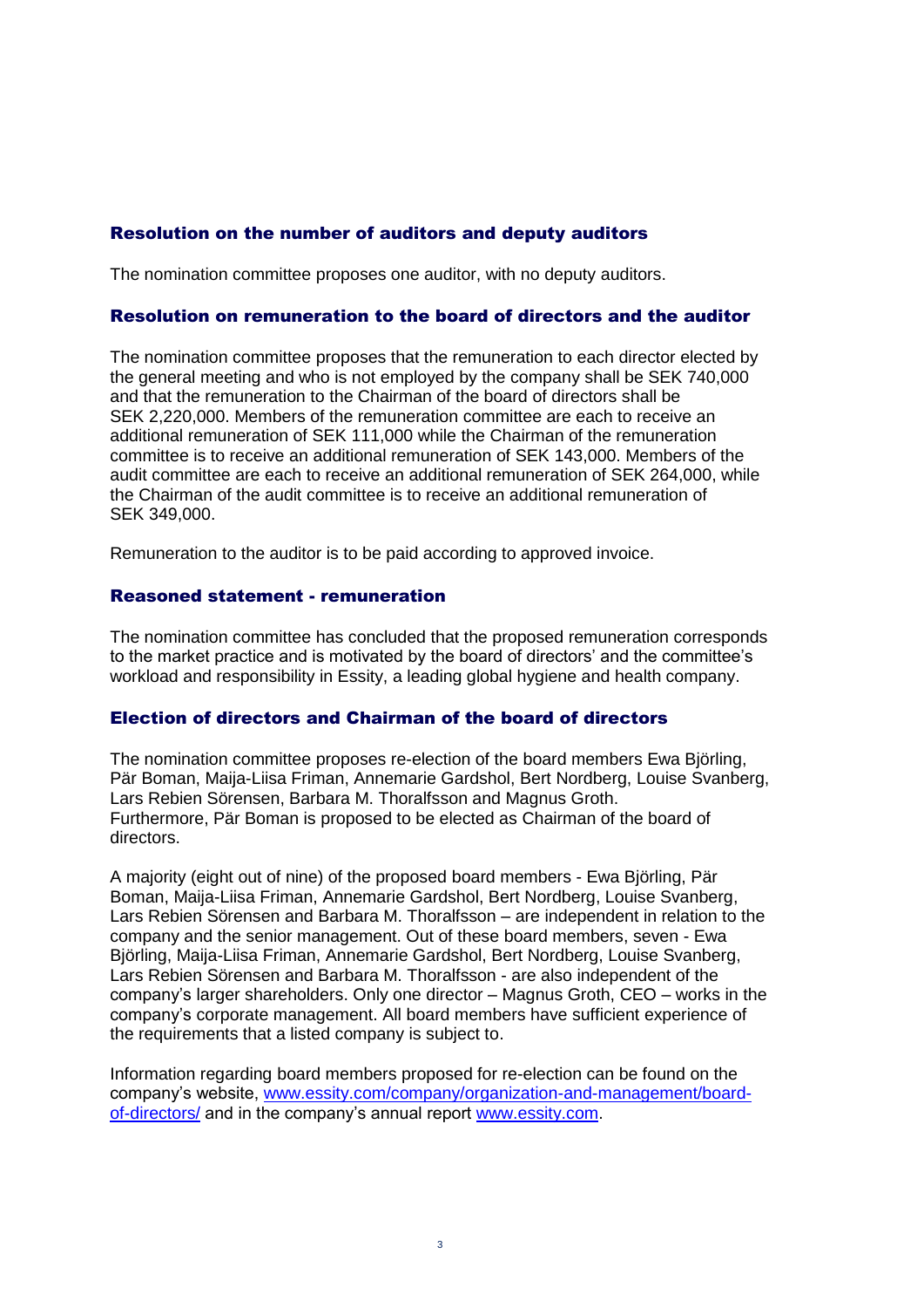## Resolution on the number of auditors and deputy auditors

The nomination committee proposes one auditor, with no deputy auditors.

## Resolution on remuneration to the board of directors and the auditor

The nomination committee proposes that the remuneration to each director elected by the general meeting and who is not employed by the company shall be SEK 740,000 and that the remuneration to the Chairman of the board of directors shall be SEK 2,220,000. Members of the remuneration committee are each to receive an additional remuneration of SEK 111,000 while the Chairman of the remuneration committee is to receive an additional remuneration of SEK 143,000. Members of the audit committee are each to receive an additional remuneration of SEK 264,000, while the Chairman of the audit committee is to receive an additional remuneration of SEK 349,000.

Remuneration to the auditor is to be paid according to approved invoice.

## Reasoned statement - remuneration

The nomination committee has concluded that the proposed remuneration corresponds to the market practice and is motivated by the board of directors' and the committee's workload and responsibility in Essity, a leading global hygiene and health company.

## Election of directors and Chairman of the board of directors

The nomination committee proposes re-election of the board members Ewa Björling, Pär Boman, Maija-Liisa Friman, Annemarie Gardshol, Bert Nordberg, Louise Svanberg, Lars Rebien Sörensen, Barbara M. Thoralfsson and Magnus Groth. Furthermore, Pär Boman is proposed to be elected as Chairman of the board of directors.

A majority (eight out of nine) of the proposed board members - Ewa Björling, Pär Boman, Maija-Liisa Friman, Annemarie Gardshol, Bert Nordberg, Louise Svanberg, Lars Rebien Sörensen and Barbara M. Thoralfsson – are independent in relation to the company and the senior management. Out of these board members, seven - Ewa Björling, Maija-Liisa Friman, Annemarie Gardshol, Bert Nordberg, Louise Svanberg, Lars Rebien Sörensen and Barbara M. Thoralfsson - are also independent of the company's larger shareholders. Only one director – Magnus Groth, CEO – works in the company's corporate management. All board members have sufficient experience of the requirements that a listed company is subject to.

Information regarding board members proposed for re-election can be found on the company's website, [www.essity.com/company/organization-and-management/board-of-directors/](http://www.essity.com/company/organization-and-management/board-of-directors/) and in the company's annual report [www.essity.com](http://www.essity.com).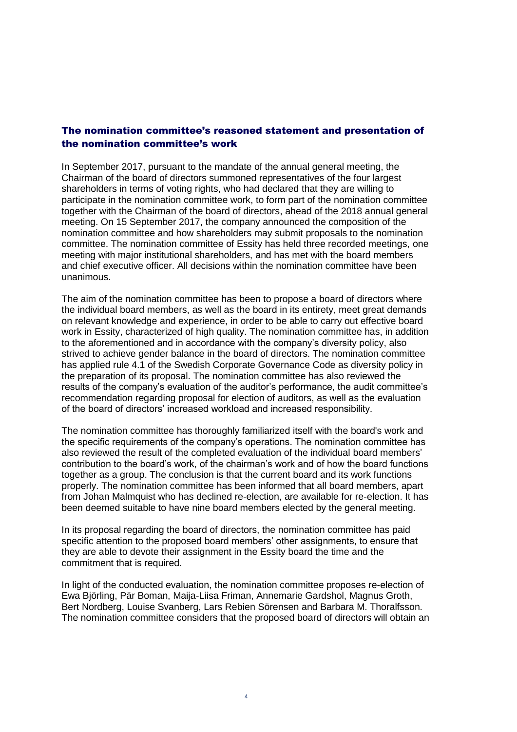## The nomination committee's reasoned statement and presentation of the nomination committee's work

In September 2017, pursuant to the mandate of the annual general meeting, the Chairman of the board of directors summoned representatives of the four largest shareholders in terms of voting rights, who had declared that they are willing to participate in the nomination committee work, to form part of the nomination committee together with the Chairman of the board of directors, ahead of the 2018 annual general meeting. On 15 September 2017, the company announced the composition of the nomination committee and how shareholders may submit proposals to the nomination committee. The nomination committee of Essity has held three recorded meetings, one meeting with major institutional shareholders, and has met with the board members and chief executive officer. All decisions within the nomination committee have been unanimous.

The aim of the nomination committee has been to propose a board of directors where the individual board members, as well as the board in its entirety, meet great demands on relevant knowledge and experience, in order to be able to carry out effective board work in Essity, characterized of high quality. The nomination committee has, in addition to the aforementioned and in accordance with the company's diversity policy, also strived to achieve gender balance in the board of directors. The nomination committee has applied rule 4.1 of the Swedish Corporate Governance Code as diversity policy in the preparation of its proposal. The nomination committee has also reviewed the results of the company's evaluation of the auditor's performance, the audit committee's recommendation regarding proposal for election of auditors, as well as the evaluation of the board of directors' increased workload and increased responsibility.

The nomination committee has thoroughly familiarized itself with the board's work and the specific requirements of the company's operations. The nomination committee has also reviewed the result of the completed evaluation of the individual board members' contribution to the board's work, of the chairman's work and of how the board functions together as a group. The conclusion is that the current board and its work functions properly. The nomination committee has been informed that all board members, apart from Johan Malmquist who has declined re-election, are available for re-election. It has been deemed suitable to have nine board members elected by the general meeting.

In its proposal regarding the board of directors, the nomination committee has paid specific attention to the proposed board members' other assignments, to ensure that they are able to devote their assignment in the Essity board the time and the commitment that is required.

In light of the conducted evaluation, the nomination committee proposes re-election of Ewa Björling, Pär Boman, Maija-Liisa Friman, Annemarie Gardshol, Magnus Groth, Bert Nordberg, Louise Svanberg, Lars Rebien Sörensen and Barbara M. Thoralfsson. The nomination committee considers that the proposed board of directors will obtain an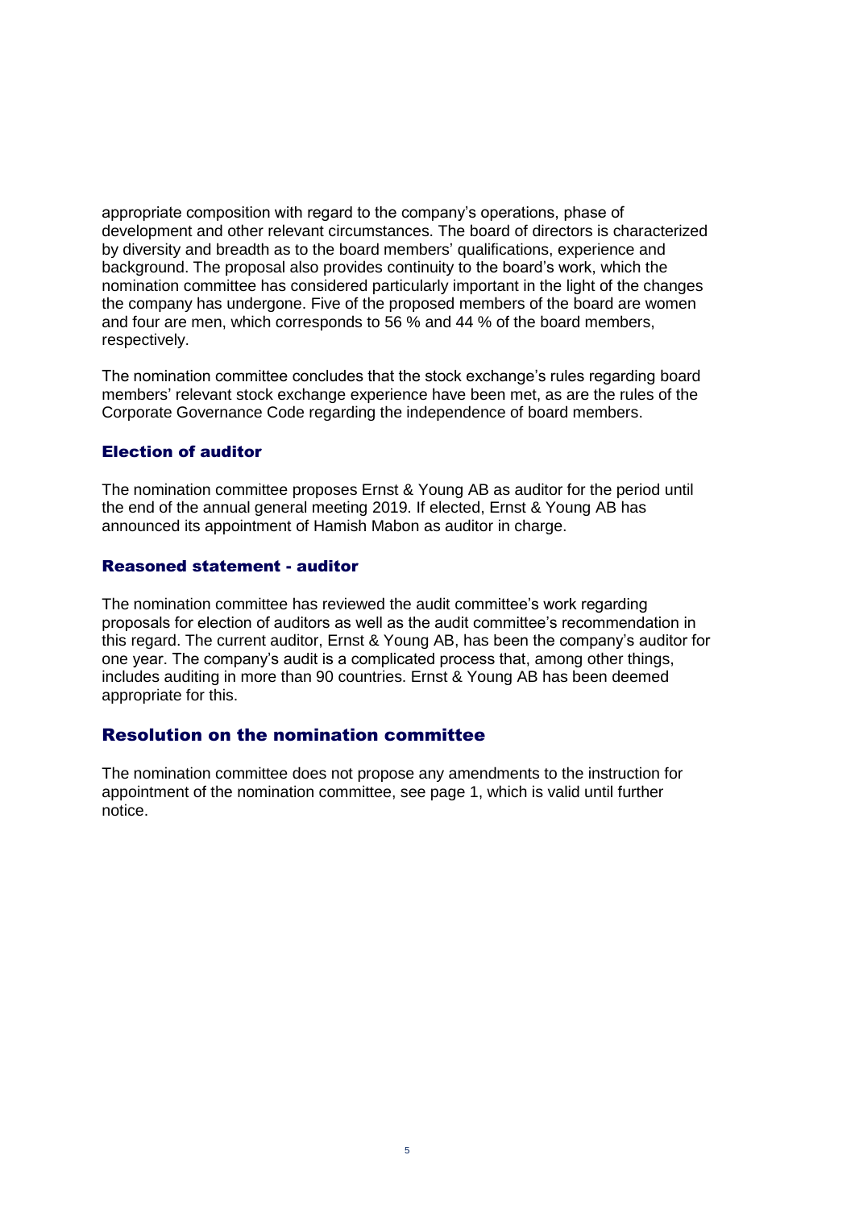appropriate composition with regard to the company's operations, phase of development and other relevant circumstances. The board of directors is characterized by diversity and breadth as to the board members' qualifications, experience and background. The proposal also provides continuity to the board's work, which the nomination committee has considered particularly important in the light of the changes the company has undergone. Five of the proposed members of the board are women and four are men, which corresponds to 56 % and 44 % of the board members, respectively.

The nomination committee concludes that the stock exchange's rules regarding board members' relevant stock exchange experience have been met, as are the rules of the Corporate Governance Code regarding the independence of board members.

### Election of auditor

The nomination committee proposes Ernst & Young AB as auditor for the period until the end of the annual general meeting 2019. If elected, Ernst & Young AB has announced its appointment of Hamish Mabon as auditor in charge.

### Reasoned statement - auditor

The nomination committee has reviewed the audit committee's work regarding proposals for election of auditors as well as the audit committee's recommendation in this regard. The current auditor, Ernst & Young AB, has been the company's auditor for one year. The company's audit is a complicated process that, among other things, includes auditing in more than 90 countries. Ernst & Young AB has been deemed appropriate for this.

## Resolution on the nomination committee

The nomination committee does not propose any amendments to the instruction for appointment of the nomination committee, see page 1, which is valid until further notice.